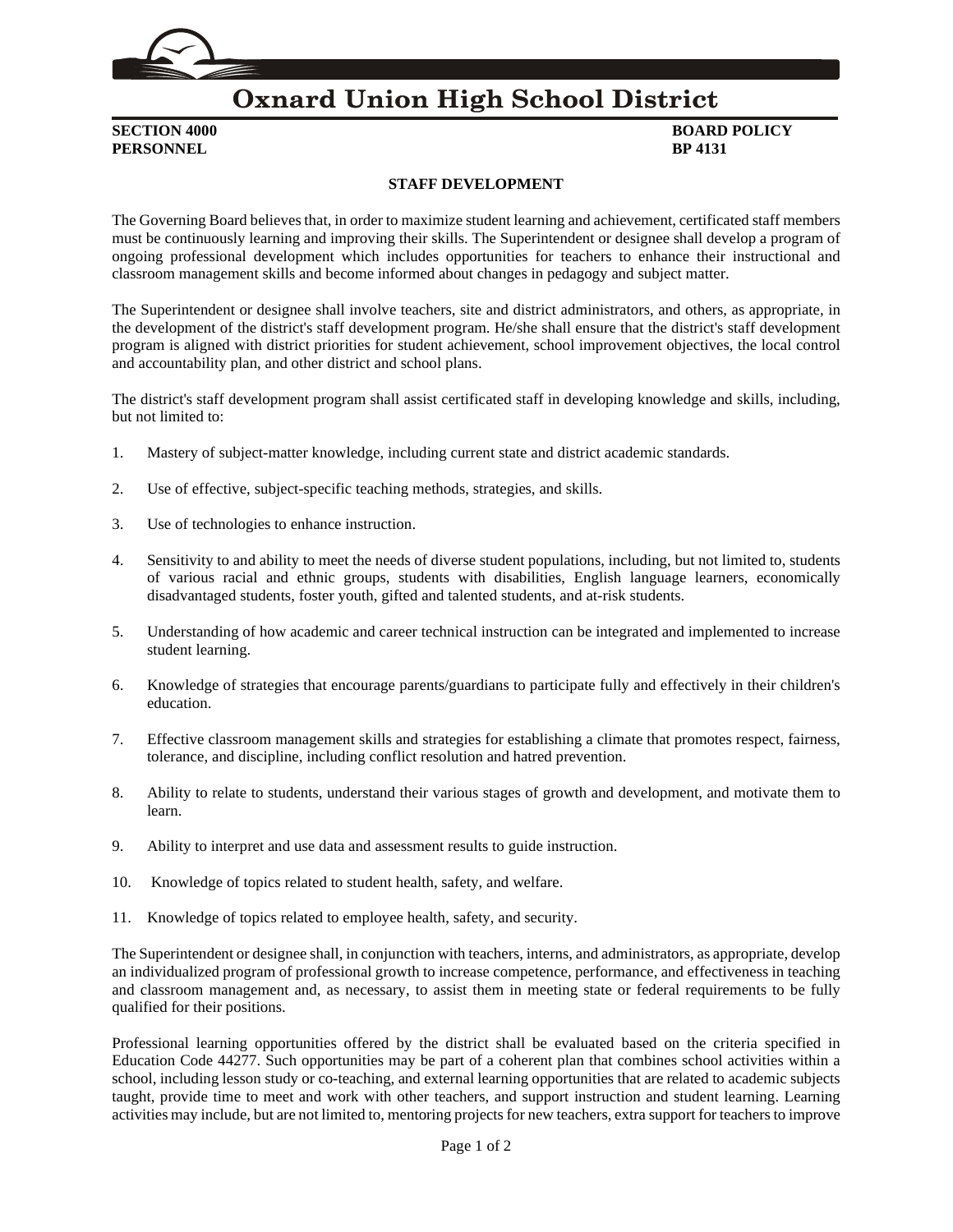# Oxnard Union High School District

**SECTION 4000**
**PERSONNEL**

**BOARD POLICY**
**BP 4131**

## STAFF DEVELOPMENT

The Governing Board believes that, in order to maximize student learning and achievement, certificated staff members must be continuously learning and improving their skills. The Superintendent or designee shall develop a program of ongoing professional development which includes opportunities for teachers to enhance their instructional and classroom management skills and become informed about changes in pedagogy and subject matter.

The Superintendent or designee shall involve teachers, site and district administrators, and others, as appropriate, in the development of the district's staff development program. He/she shall ensure that the district's staff development program is aligned with district priorities for student achievement, school improvement objectives, the local control and accountability plan, and other district and school plans.

The district's staff development program shall assist certificated staff in developing knowledge and skills, including, but not limited to:

1. Mastery of subject-matter knowledge, including current state and district academic standards.

2. Use of effective, subject-specific teaching methods, strategies, and skills.

3. Use of technologies to enhance instruction.

4. Sensitivity to and ability to meet the needs of diverse student populations, including, but not limited to, students of various racial and ethnic groups, students with disabilities, English language learners, economically disadvantaged students, foster youth, gifted and talented students, and at-risk students.

5. Understanding of how academic and career technical instruction can be integrated and implemented to increase student learning.

6. Knowledge of strategies that encourage parents/guardians to participate fully and effectively in their children's education.

7. Effective classroom management skills and strategies for establishing a climate that promotes respect, fairness, tolerance, and discipline, including conflict resolution and hatred prevention.

8. Ability to relate to students, understand their various stages of growth and development, and motivate them to learn.

9. Ability to interpret and use data and assessment results to guide instruction.

10. Knowledge of topics related to student health, safety, and welfare.

11. Knowledge of topics related to employee health, safety, and security.

The Superintendent or designee shall, in conjunction with teachers, interns, and administrators, as appropriate, develop an individualized program of professional growth to increase competence, performance, and effectiveness in teaching and classroom management and, as necessary, to assist them in meeting state or federal requirements to be fully qualified for their positions.

Professional learning opportunities offered by the district shall be evaluated based on the criteria specified in Education Code 44277. Such opportunities may be part of a coherent plan that combines school activities within a school, including lesson study or co-teaching, and external learning opportunities that are related to academic subjects taught, provide time to meet and work with other teachers, and support instruction and student learning. Learning activities may include, but are not limited to, mentoring projects for new teachers, extra support for teachers to improve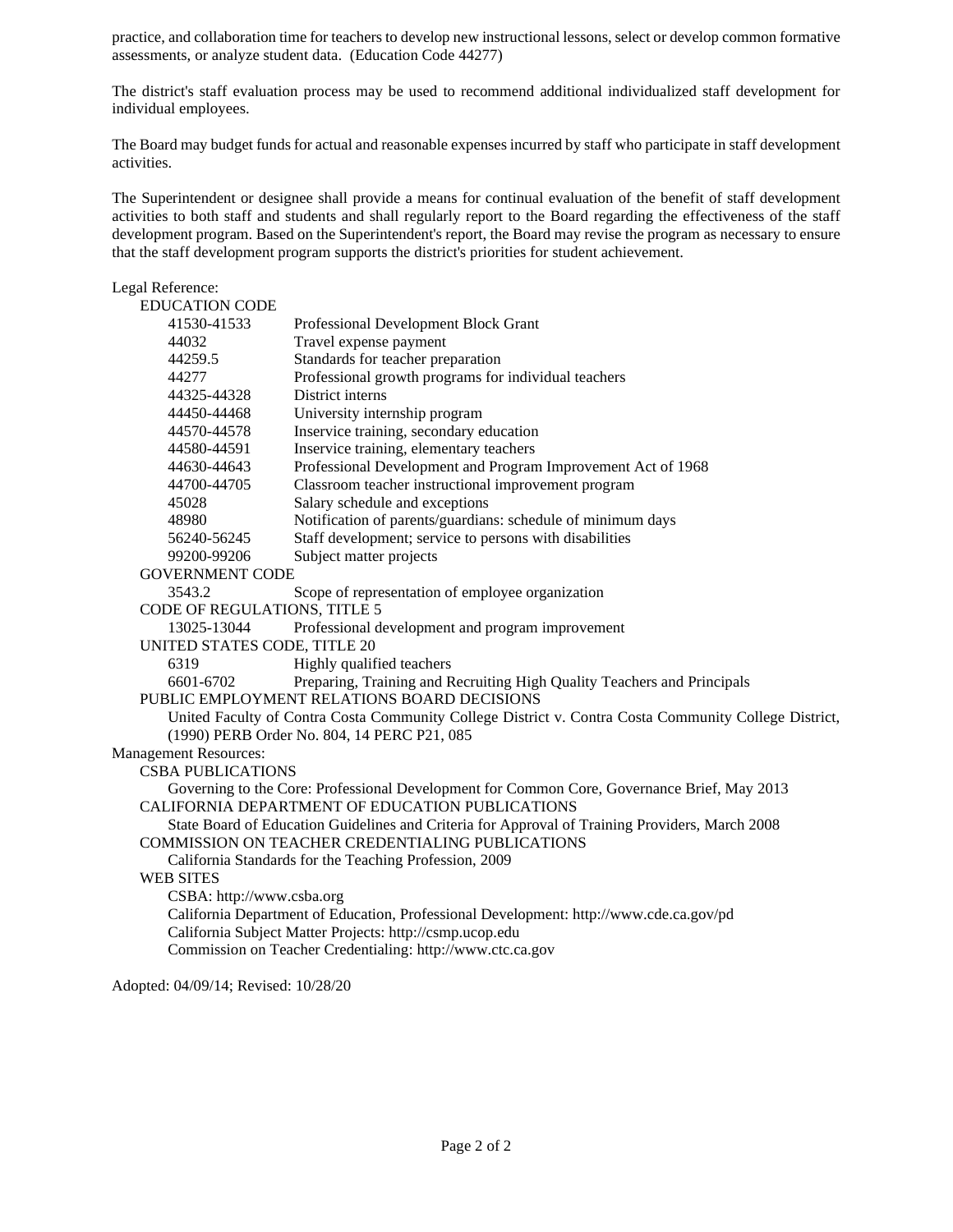practice, and collaboration time for teachers to develop new instructional lessons, select or develop common formative assessments, or analyze student data. (Education Code 44277)

The district's staff evaluation process may be used to recommend additional individualized staff development for individual employees.

The Board may budget funds for actual and reasonable expenses incurred by staff who participate in staff development activities.

The Superintendent or designee shall provide a means for continual evaluation of the benefit of staff development activities to both staff and students and shall regularly report to the Board regarding the effectiveness of the staff development program. Based on the Superintendent's report, the Board may revise the program as necessary to ensure that the staff development program supports the district's priorities for student achievement.

Legal Reference:

EDUCATION CODE

| | |
|---|---|
| 41530-41533 | Professional Development Block Grant |
| 44032 | Travel expense payment |
| 44259.5 | Standards for teacher preparation |
| 44277 | Professional growth programs for individual teachers |
| 44325-44328 | District interns |
| 44450-44468 | University internship program |
| 44570-44578 | Inservice training, secondary education |
| 44580-44591 | Inservice training, elementary teachers |
| 44630-44643 | Professional Development and Program Improvement Act of 1968 |
| 44700-44705 | Classroom teacher instructional improvement program |
| 45028 | Salary schedule and exceptions |
| 48980 | Notification of parents/guardians: schedule of minimum days |
| 56240-56245 | Staff development; service to persons with disabilities |
| 99200-99206 | Subject matter projects |

GOVERNMENT CODE

| | |
|---|---|
| 3543.2 | Scope of representation of employee organization |

CODE OF REGULATIONS, TITLE 5

| | |
|---|---|
| 13025-13044 | Professional development and program improvement |

UNITED STATES CODE, TITLE 20

| | |
|---|---|
| 6319 | Highly qualified teachers |
| 6601-6702 | Preparing, Training and Recruiting High Quality Teachers and Principals |

PUBLIC EMPLOYMENT RELATIONS BOARD DECISIONS

United Faculty of Contra Costa Community College District v. Contra Costa Community College District, (1990) PERB Order No. 804, 14 PERC P21, 085

Management Resources:

CSBA PUBLICATIONS

Governing to the Core: Professional Development for Common Core, Governance Brief, May 2013

CALIFORNIA DEPARTMENT OF EDUCATION PUBLICATIONS

State Board of Education Guidelines and Criteria for Approval of Training Providers, March 2008

COMMISSION ON TEACHER CREDENTIALING PUBLICATIONS

California Standards for the Teaching Profession, 2009

WEB SITES

CSBA: http://www.csba.org

California Department of Education, Professional Development: http://www.cde.ca.gov/pd

California Subject Matter Projects: http://csmp.ucop.edu

Commission on Teacher Credentialing: http://www.ctc.ca.gov

Adopted: 04/09/14; Revised: 10/28/20